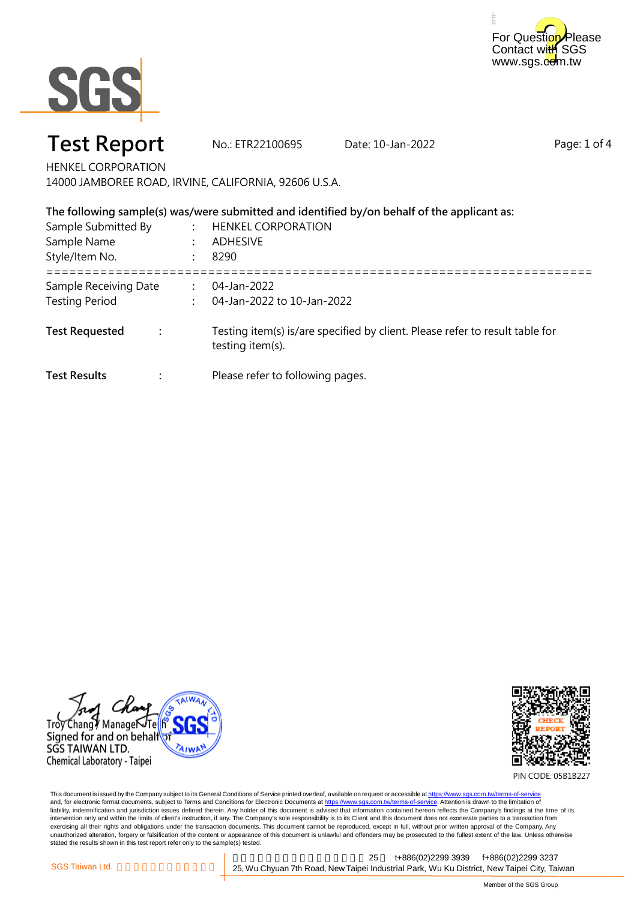For Question Please Contact with SGS www.sgs.com.tw

# Test Report

No.: ETR22100695 Date: 10-Jan-2022

HENKEL CORPORATION
14000 JAMBOREE ROAD, IRVINE, CALIFORNIA, 92606 U.S.A.

**The following sample(s) was/were submitted and identified by/on behalf of the applicant as:**

Sample Submitted By : HENKEL CORPORATION
Sample Name : ADHESIVE
Style/Item No. : 8290

==========================================================================

Sample Receiving Date : 04-Jan-2022
Testing Period : 04-Jan-2022 to 10-Jan-2022

**Test Requested** : Testing item(s) is/are specified by client. Please refer to result table for testing item(s).

**Test Results** : Please refer to following pages.

Troy Chang / Manager Tech
Signed for and on behalf of
SGS TAIWAN LTD.
Chemical Laboratory - Taipei

PIN CODE: 05B1B227

This document is issued by the Company subject to its General Conditions of Service printed overleaf, available on request or accessible at https://www.sgs.com.tw/terms-of-service and, for electronic format documents, subject to Terms and Conditions for Electronic Documents at https://www.sgs.com.tw/terms-of-service. Attention is drawn to the limitation of liability, indemnification and jurisdiction issues defined therein. Any holder of this document is advised that information contained hereon reflects the Company's findings at the time of its intervention only and within the limits of client's instruction, if any. The Company's sole responsibility is to its Client and this document does not exonerate parties to a transaction from exercising all their rights and obligations under the transaction documents. This document cannot be reproduced, except in full, without prior written approval of the Company. Any unauthorized alteration, forgery or falsification of the content or appearance of this document is unlawful and offenders may be prosecuted to the fullest extent of the law. Unless otherwise stated the results shown in this test report refer only to the sample(s) tested.

SGS Taiwan Ltd. t+886(02)2299 3939 f+886(02)2299 3237
25, Wu Chyuan 7th Road, New Taipei Industrial Park, Wu Ku District, New Taipei City, Taiwan

Member of the SGS Group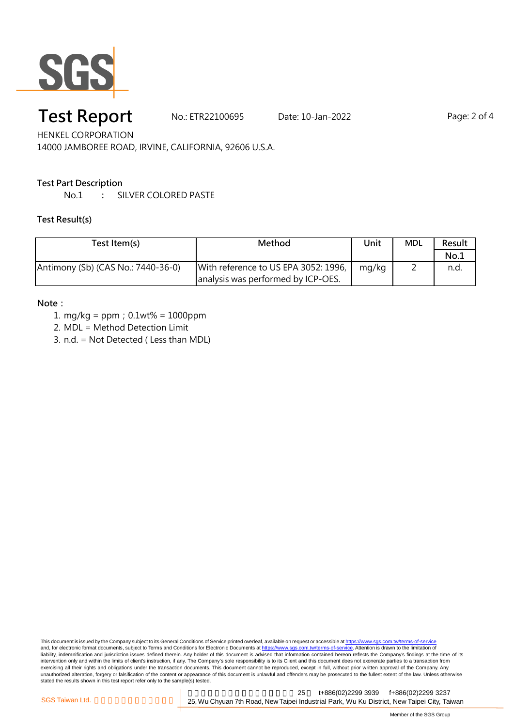# Test Report

No.: ETR22100695    Date: 10-Jan-2022

HENKEL CORPORATION
14000 JAMBOREE ROAD, IRVINE, CALIFORNIA, 92606 U.S.A.

**Test Part Description**

No.1 : SILVER COLORED PASTE

**Test Result(s)**

| Test Item(s) | Method | Unit | MDL | Result |
|---|---|---|---|---|
| | | | | No.1 |
| Antimony (Sb) (CAS No.: 7440-36-0) | With reference to US EPA 3052: 1996, analysis was performed by ICP-OES. | mg/kg | 2 | n.d. |

**Note：**

1. mg/kg = ppm；0.1wt% = 1000ppm
2. MDL = Method Detection Limit
3. n.d. = Not Detected ( Less than MDL)

This document is issued by the Company subject to its General Conditions of Service printed overleaf, available on request or accessible at https://www.sgs.com.tw/terms-of-service and, for electronic format documents, subject to Terms and Conditions for Electronic Documents at https://www.sgs.com.tw/terms-of-service. Attention is drawn to the limitation of liability, indemnification and jurisdiction issues defined therein. Any holder of this document is advised that information contained hereon reflects the Company's findings at the time of its intervention only and within the limits of client's instruction, if any. The Company's sole responsibility is to its Client and this document does not exonerate parties to a transaction from exercising all their rights and obligations under the transaction documents. This document cannot be reproduced, except in full, without prior written approval of the Company. Any unauthorized alteration, forgery or falsification of the content or appearance of this document is unlawful and offenders may be prosecuted to the fullest extent of the law. Unless otherwise stated the results shown in this test report refer only to the sample(s) tested.

SGS Taiwan Ltd. | 25, Wu Chyuan 7th Road, New Taipei Industrial Park, Wu Ku District, New Taipei City, Taiwan | t+886(02)2299 3939 f+886(02)2299 3237

Member of the SGS Group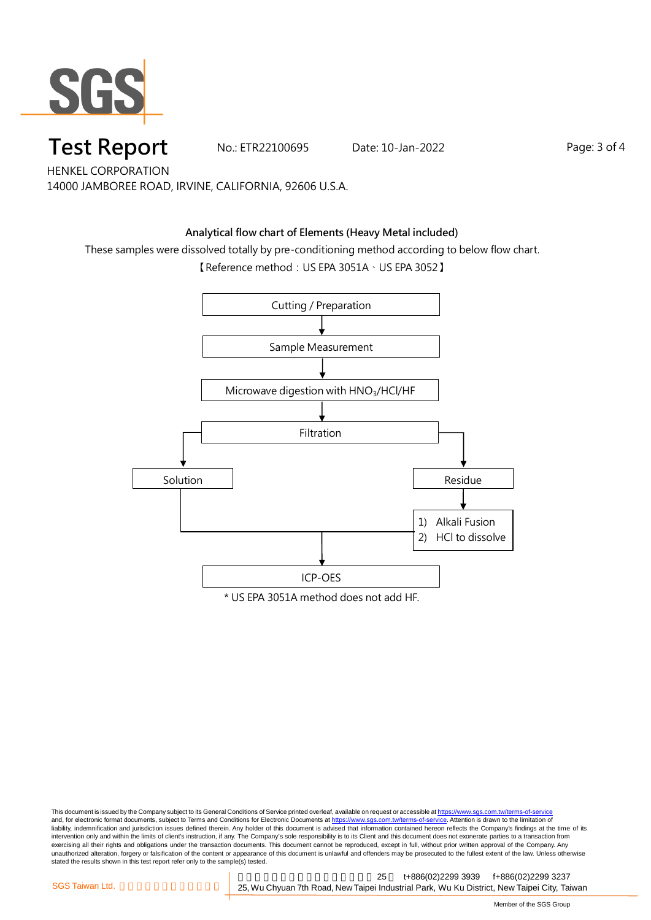# Test Report

No.: ETR22100695　　Date: 10-Jan-2022

HENKEL CORPORATION

14000 JAMBOREE ROAD, IRVINE, CALIFORNIA, 92606 U.S.A.

**Analytical flow chart of Elements (Heavy Metal included)**

These samples were dissolved totally by pre-conditioning method according to below flow chart.

【Reference method：US EPA 3051A、US EPA 3052】

Cutting / Preparation

↓

Sample Measurement

↓

Microwave digestion with $HNO_3$/HCl/HF

↓

Filtration

→ Solution

→ Residue → 1) Alkali Fusion 2) HCl to dissolve

↓

ICP-OES

\* US EPA 3051A method does not add HF.

This document is issued by the Company subject to its General Conditions of Service printed overleaf, available on request or accessible at https://www.sgs.com.tw/terms-of-service and, for electronic format documents, subject to Terms and Conditions for Electronic Documents at https://www.sgs.com.tw/terms-of-service. Attention is drawn to the limitation of liability, indemnification and jurisdiction issues defined therein. Any holder of this document is advised that information contained hereon reflects the Company's findings at the time of its intervention only and within the limits of client's instruction, if any. The Company's sole responsibility is to its Client and this document does not exonerate parties to a transaction from exercising all their rights and obligations under the transaction documents. This document cannot be reproduced, except in full, without prior written approval of the Company. Any unauthorized alteration, forgery or falsification of the content or appearance of this document is unlawful and offenders may be prosecuted to the fullest extent of the law. Unless otherwise stated the results shown in this test report refer only to the sample(s) tested.

SGS Taiwan Ltd.　　t+886(02)2299 3939　f+886(02)2299 3237

25, Wu Chyuan 7th Road, New Taipei Industrial Park, Wu Ku District, New Taipei City, Taiwan

Member of the SGS Group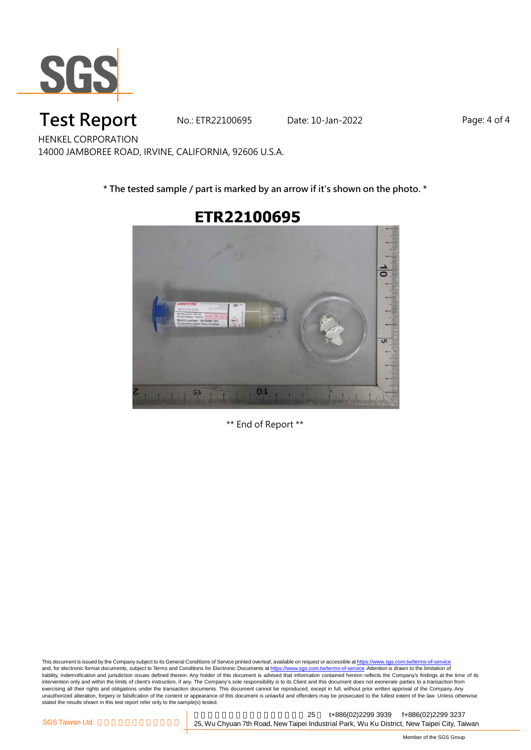# Test Report

No.: ETR22100695 Date: 10-Jan-2022

HENKEL CORPORATION
14000 JAMBOREE ROAD, IRVINE, CALIFORNIA, 92606 U.S.A.

**\* The tested sample / part is marked by an arrow if it's shown on the photo. \***

**ETR22100695**

\*\* End of Report \*\*

This document is issued by the Company subject to its General Conditions of Service printed overleaf, available on request or accessible at https://www.sgs.com.tw/terms-of-service and, for electronic format documents, subject to Terms and Conditions for Electronic Documents at https://www.sgs.com.tw/terms-of-service. Attention is drawn to the limitation of liability, indemnification and jurisdiction issues defined therein. Any holder of this document is advised that information contained hereon reflects the Company's findings at the time of its intervention only and within the limits of client's instruction, if any. The Company's sole responsibility is to its Client and this document does not exonerate parties to a transaction from exercising all their rights and obligations under the transaction documents. This document cannot be reproduced, except in full, without prior written approval of the Company. Any unauthorized alteration, forgery or falsification of the content or appearance of this document is unlawful and offenders may be prosecuted to the fullest extent of the law. Unless otherwise stated the results shown in this test report refer only to the sample(s) tested.

SGS Taiwan Ltd. 25 t+886(02)2299 3939 f+886(02)2299 3237
25, Wu Chyuan 7th Road, New Taipei Industrial Park, Wu Ku District, New Taipei City, Taiwan

Member of the SGS Group